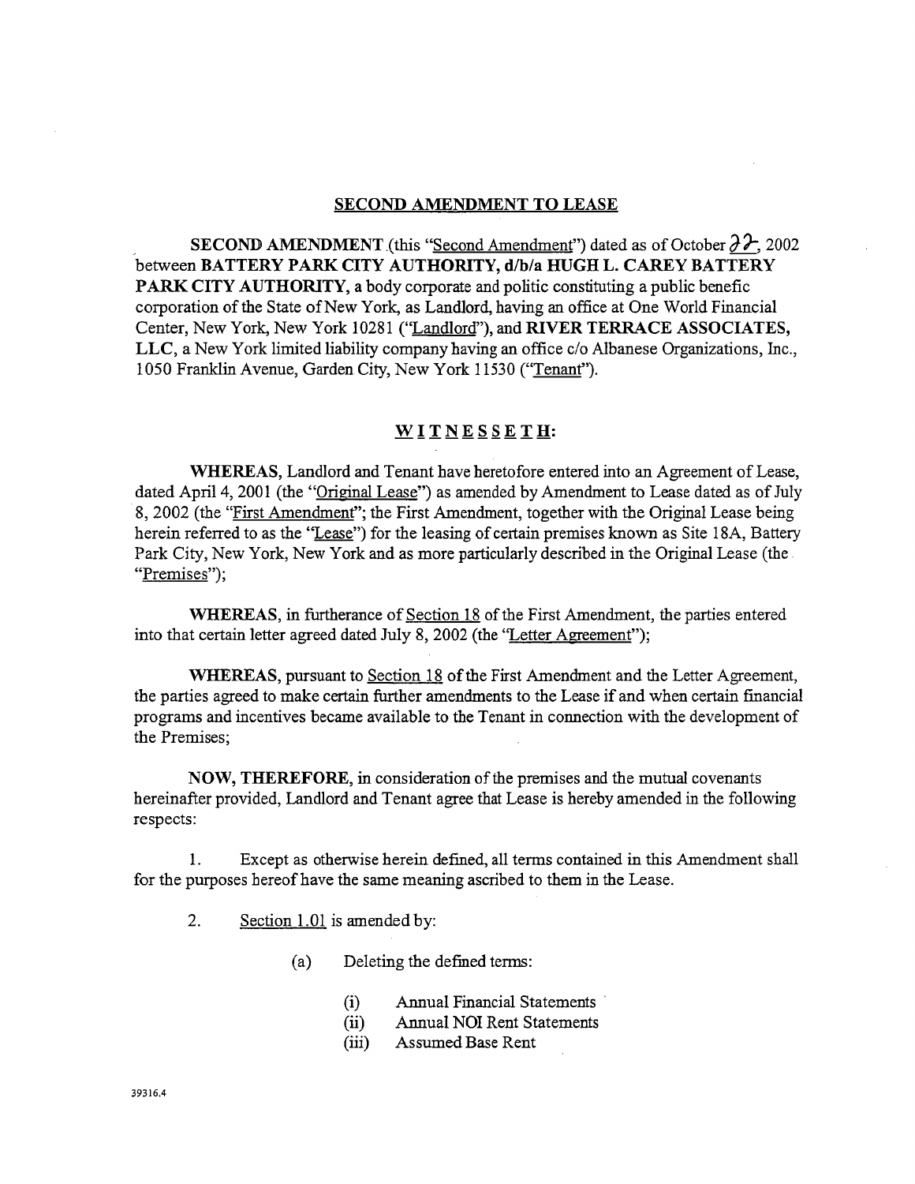## SECOND AMENDMENT TO LEASE

**SECOND AMENDMENT** (this "Second Amendment") dated as of October 22, 2002 between **BATTERY PARK CITY AUTHORITY, d/b/a HUGH L. CAREY BATTERY PARK CITY AUTHORITY**, a body corporate and politic constituting a public benefic corporation of the State of New York, as Landlord, having an office at One World Financial Center, New York, New York 10281 ("Landlord"), and **RIVER TERRACE ASSOCIATES, LLC**, a New York limited liability company having an office c/o Albanese Organizations, Inc., 1050 Franklin Avenue, Garden City, New York 11530 ("Tenant").

**WITNESSETH:**

**WHEREAS**, Landlord and Tenant have heretofore entered into an Agreement of Lease, dated April 4, 2001 (the "Original Lease") as amended by Amendment to Lease dated as of July 8, 2002 (the "First Amendment"; the First Amendment, together with the Original Lease being herein referred to as the "Lease") for the leasing of certain premises known as Site 18A, Battery Park City, New York, New York and as more particularly described in the Original Lease (the "Premises");

**WHEREAS**, in furtherance of Section 18 of the First Amendment, the parties entered into that certain letter agreed dated July 8, 2002 (the "Letter Agreement");

**WHEREAS**, pursuant to Section 18 of the First Amendment and the Letter Agreement, the parties agreed to make certain further amendments to the Lease if and when certain financial programs and incentives became available to the Tenant in connection with the development of the Premises;

**NOW, THEREFORE**, in consideration of the premises and the mutual covenants hereinafter provided, Landlord and Tenant agree that Lease is hereby amended in the following respects:

1. Except as otherwise herein defined, all terms contained in this Amendment shall for the purposes hereof have the same meaning ascribed to them in the Lease.

2. Section 1.01 is amended by:

   (a) Deleting the defined terms:

      (i) Annual Financial Statements
      (ii) Annual NOI Rent Statements
      (iii) Assumed Base Rent

39316.4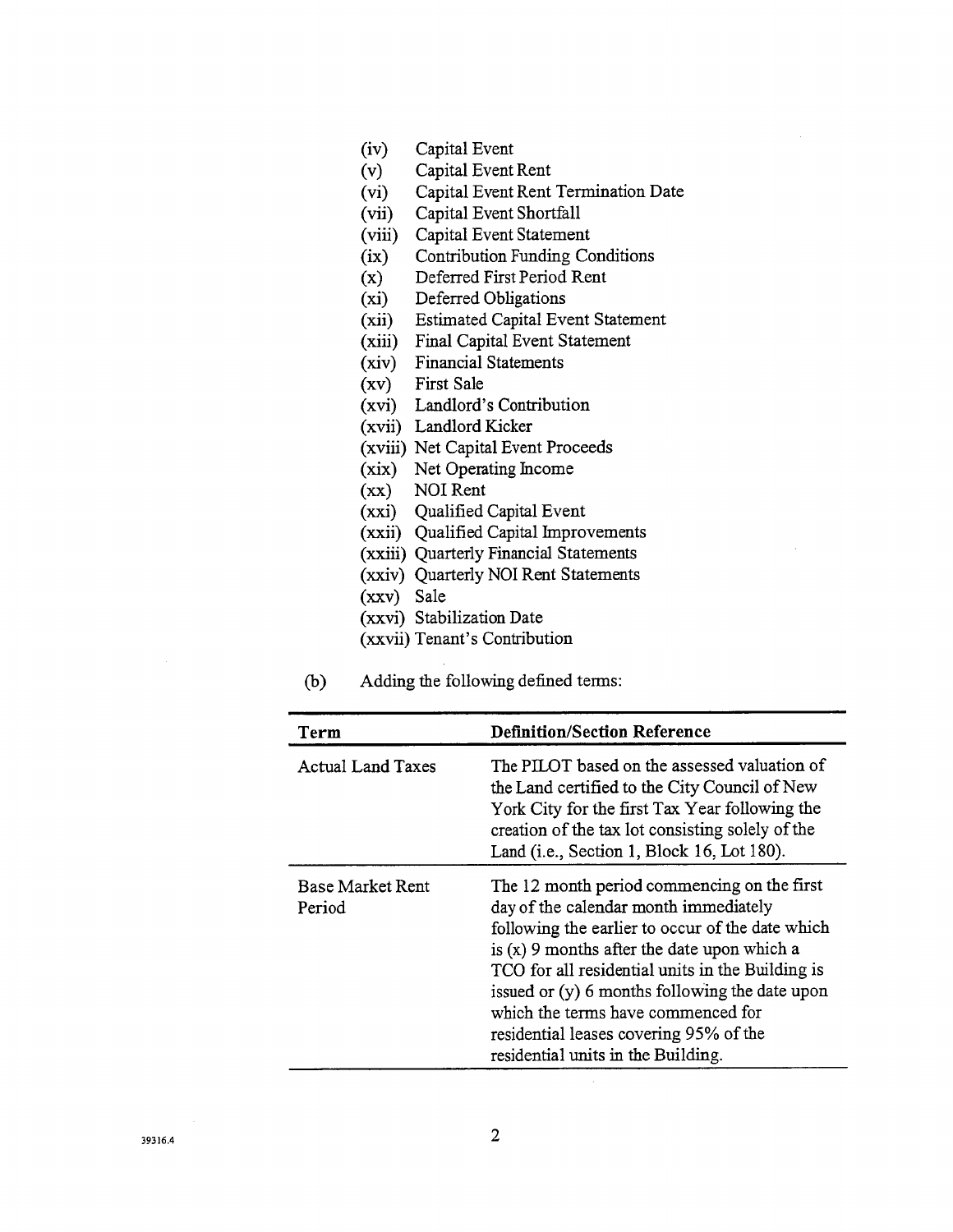(iv) Capital Event
(v) Capital Event Rent
(vi) Capital Event Rent Termination Date
(vii) Capital Event Shortfall
(viii) Capital Event Statement
(ix) Contribution Funding Conditions
(x) Deferred First Period Rent
(xi) Deferred Obligations
(xii) Estimated Capital Event Statement
(xiii) Final Capital Event Statement
(xiv) Financial Statements
(xv) First Sale
(xvi) Landlord's Contribution
(xvii) Landlord Kicker
(xviii) Net Capital Event Proceeds
(xix) Net Operating Income
(xx) NOI Rent
(xxi) Qualified Capital Event
(xxii) Qualified Capital Improvements
(xxiii) Quarterly Financial Statements
(xxiv) Quarterly NOI Rent Statements
(xxv) Sale
(xxvi) Stabilization Date
(xxvii) Tenant's Contribution

(b) Adding the following defined terms:

| Term | Definition/Section Reference |
|---|---|
| Actual Land Taxes | The PILOT based on the assessed valuation of the Land certified to the City Council of New York City for the first Tax Year following the creation of the tax lot consisting solely of the Land (i.e., Section 1, Block 16, Lot 180). |
| Base Market Rent Period | The 12 month period commencing on the first day of the calendar month immediately following the earlier to occur of the date which is (x) 9 months after the date upon which a TCO for all residential units in the Building is issued or (y) 6 months following the date upon which the terms have commenced for residential leases covering 95% of the residential units in the Building. |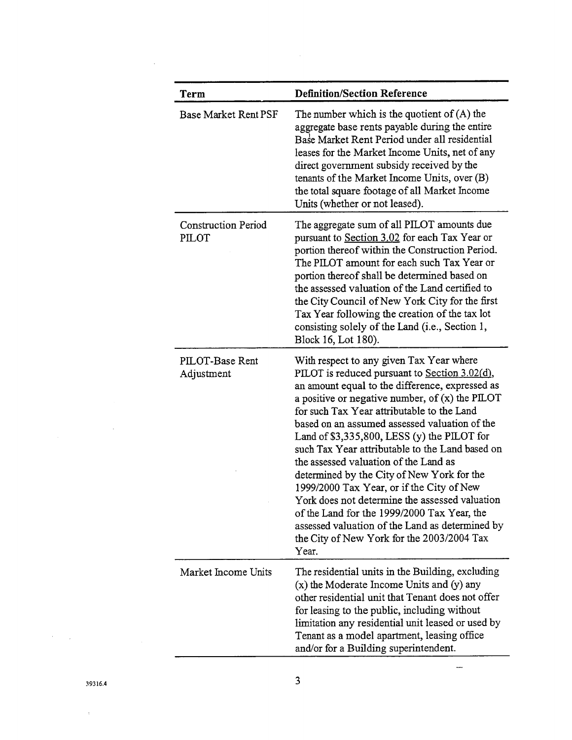| Term | Definition/Section Reference |
| --- | --- |
| Base Market Rent PSF | The number which is the quotient of (A) the aggregate base rents payable during the entire Base Market Rent Period under all residential leases for the Market Income Units, net of any direct government subsidy received by the tenants of the Market Income Units, over (B) the total square footage of all Market Income Units (whether or not leased). |
| Construction Period PILOT | The aggregate sum of all PILOT amounts due pursuant to Section 3.02 for each Tax Year or portion thereof within the Construction Period. The PILOT amount for each such Tax Year or portion thereof shall be determined based on the assessed valuation of the Land certified to the City Council of New York City for the first Tax Year following the creation of the tax lot consisting solely of the Land (i.e., Section 1, Block 16, Lot 180). |
| PILOT-Base Rent Adjustment | With respect to any given Tax Year where PILOT is reduced pursuant to Section 3.02(d), an amount equal to the difference, expressed as a positive or negative number, of (x) the PILOT for such Tax Year attributable to the Land based on an assumed assessed valuation of the Land of $3,335,800, LESS (y) the PILOT for such Tax Year attributable to the Land based on the assessed valuation of the Land as determined by the City of New York for the 1999/2000 Tax Year, or if the City of New York does not determine the assessed valuation of the Land for the 1999/2000 Tax Year, the assessed valuation of the Land as determined by the City of New York for the 2003/2004 Tax Year. |
| Market Income Units | The residential units in the Building, excluding (x) the Moderate Income Units and (y) any other residential unit that Tenant does not offer for leasing to the public, including without limitation any residential unit leased or used by Tenant as a model apartment, leasing office and/or for a Building superintendent. |

39316.4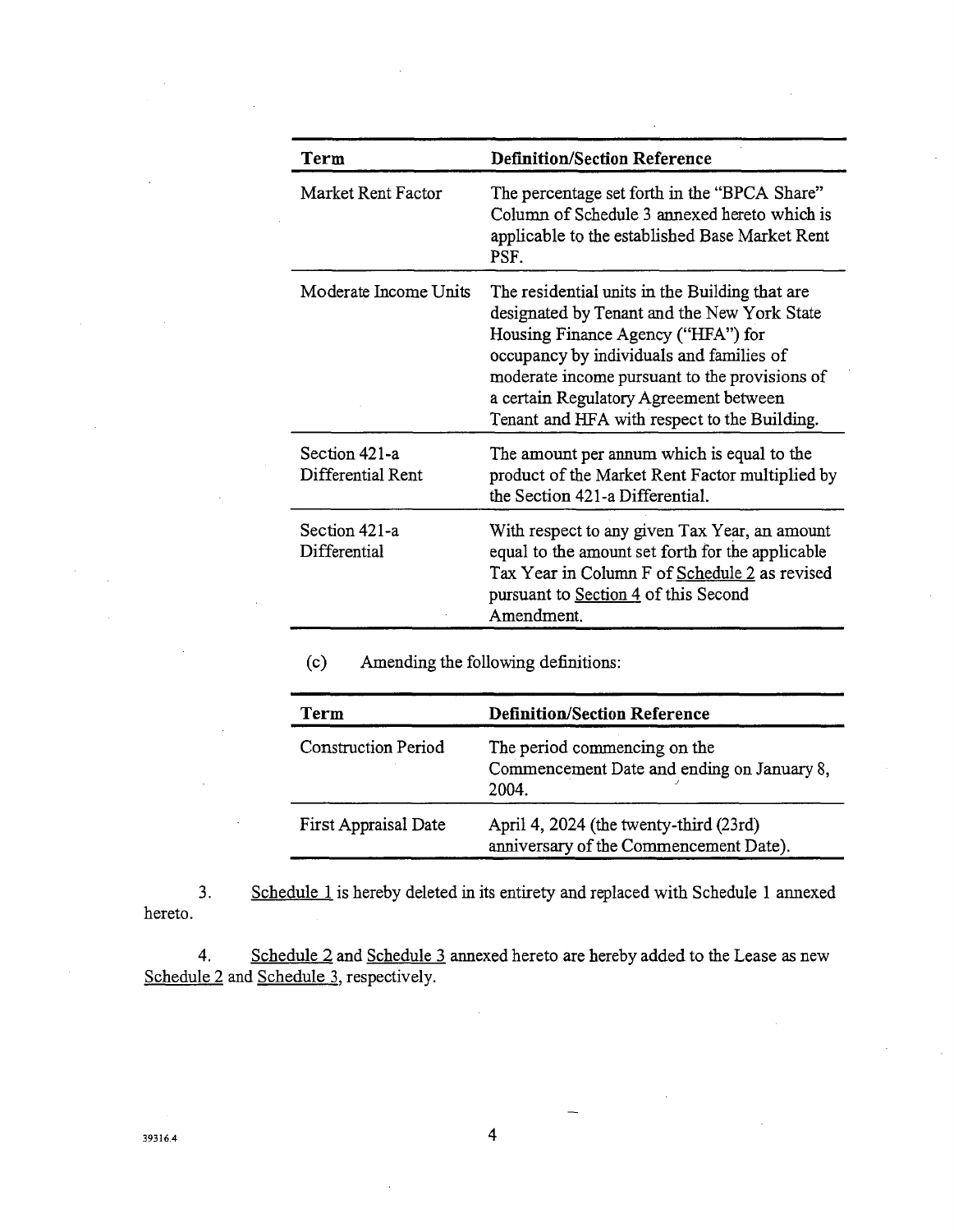| Term | Definition/Section Reference |
|---|---|
| Market Rent Factor | The percentage set forth in the "BPCA Share" Column of Schedule 3 annexed hereto which is applicable to the established Base Market Rent PSF. |
| Moderate Income Units | The residential units in the Building that are designated by Tenant and the New York State Housing Finance Agency ("HFA") for occupancy by individuals and families of moderate income pursuant to the provisions of a certain Regulatory Agreement between Tenant and HFA with respect to the Building. |
| Section 421-a Differential Rent | The amount per annum which is equal to the product of the Market Rent Factor multiplied by the Section 421-a Differential. |
| Section 421-a Differential | With respect to any given Tax Year, an amount equal to the amount set forth for the applicable Tax Year in Column F of Schedule 2 as revised pursuant to Section 4 of this Second Amendment. |

(c) Amending the following definitions:

| Term | Definition/Section Reference |
|---|---|
| Construction Period | The period commencing on the Commencement Date and ending on January 8, 2004. |
| First Appraisal Date | April 4, 2024 (the twenty-third (23rd) anniversary of the Commencement Date). |

3. Schedule 1 is hereby deleted in its entirety and replaced with Schedule 1 annexed hereto.

4. Schedule 2 and Schedule 3 annexed hereto are hereby added to the Lease as new Schedule 2 and Schedule 3, respectively.

39316.4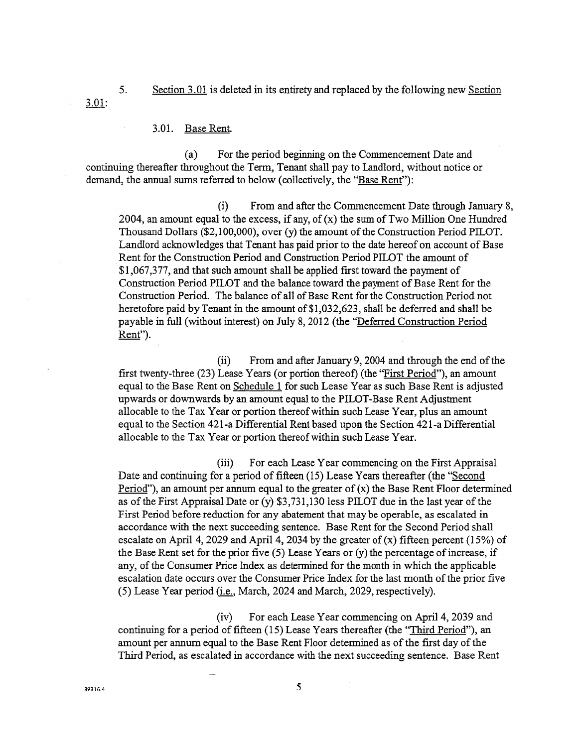5. Section 3.01 is deleted in its entirety and replaced by the following new Section 3.01:

3.01. Base Rent.

(a) For the period beginning on the Commencement Date and continuing thereafter throughout the Term, Tenant shall pay to Landlord, without notice or demand, the annual sums referred to below (collectively, the "Base Rent"):

(i) From and after the Commencement Date through January 8, 2004, an amount equal to the excess, if any, of (x) the sum of Two Million One Hundred Thousand Dollars ($2,100,000), over (y) the amount of the Construction Period PILOT. Landlord acknowledges that Tenant has paid prior to the date hereof on account of Base Rent for the Construction Period and Construction Period PILOT the amount of $1,067,377, and that such amount shall be applied first toward the payment of Construction Period PILOT and the balance toward the payment of Base Rent for the Construction Period. The balance of all of Base Rent for the Construction Period not heretofore paid by Tenant in the amount of $1,032,623, shall be deferred and shall be payable in full (without interest) on July 8, 2012 (the "Deferred Construction Period Rent").

(ii) From and after January 9, 2004 and through the end of the first twenty-three (23) Lease Years (or portion thereof) (the "First Period"), an amount equal to the Base Rent on Schedule 1 for such Lease Year as such Base Rent is adjusted upwards or downwards by an amount equal to the PILOT-Base Rent Adjustment allocable to the Tax Year or portion thereof within such Lease Year, plus an amount equal to the Section 421-a Differential Rent based upon the Section 421-a Differential allocable to the Tax Year or portion thereof within such Lease Year.

(iii) For each Lease Year commencing on the First Appraisal Date and continuing for a period of fifteen (15) Lease Years thereafter (the "Second Period"), an amount per annum equal to the greater of (x) the Base Rent Floor determined as of the First Appraisal Date or (y) $3,731,130 less PILOT due in the last year of the First Period before reduction for any abatement that may be operable, as escalated in accordance with the next succeeding sentence. Base Rent for the Second Period shall escalate on April 4, 2029 and April 4, 2034 by the greater of (x) fifteen percent (15%) of the Base Rent set for the prior five (5) Lease Years or (y) the percentage of increase, if any, of the Consumer Price Index as determined for the month in which the applicable escalation date occurs over the Consumer Price Index for the last month of the prior five (5) Lease Year period (i.e., March, 2024 and March, 2029, respectively).

(iv) For each Lease Year commencing on April 4, 2039 and continuing for a period of fifteen (15) Lease Years thereafter (the "Third Period"), an amount per annum equal to the Base Rent Floor determined as of the first day of the Third Period, as escalated in accordance with the next succeeding sentence. Base Rent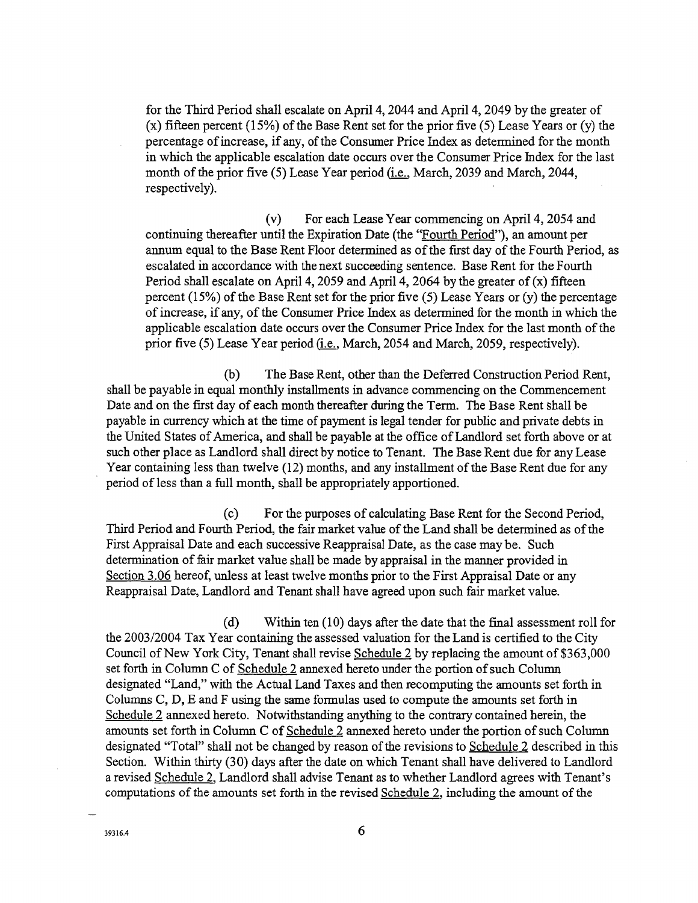for the Third Period shall escalate on April 4, 2044 and April 4, 2049 by the greater of (x) fifteen percent (15%) of the Base Rent set for the prior five (5) Lease Years or (y) the percentage of increase, if any, of the Consumer Price Index as determined for the month in which the applicable escalation date occurs over the Consumer Price Index for the last month of the prior five (5) Lease Year period (i.e., March, 2039 and March, 2044, respectively).

(v) For each Lease Year commencing on April 4, 2054 and continuing thereafter until the Expiration Date (the "Fourth Period"), an amount per annum equal to the Base Rent Floor determined as of the first day of the Fourth Period, as escalated in accordance with the next succeeding sentence. Base Rent for the Fourth Period shall escalate on April 4, 2059 and April 4, 2064 by the greater of (x) fifteen percent (15%) of the Base Rent set for the prior five (5) Lease Years or (y) the percentage of increase, if any, of the Consumer Price Index as determined for the month in which the applicable escalation date occurs over the Consumer Price Index for the last month of the prior five (5) Lease Year period (i.e., March, 2054 and March, 2059, respectively).

(b) The Base Rent, other than the Deferred Construction Period Rent, shall be payable in equal monthly installments in advance commencing on the Commencement Date and on the first day of each month thereafter during the Term. The Base Rent shall be payable in currency which at the time of payment is legal tender for public and private debts in the United States of America, and shall be payable at the office of Landlord set forth above or at such other place as Landlord shall direct by notice to Tenant. The Base Rent due for any Lease Year containing less than twelve (12) months, and any installment of the Base Rent due for any period of less than a full month, shall be appropriately apportioned.

(c) For the purposes of calculating Base Rent for the Second Period, Third Period and Fourth Period, the fair market value of the Land shall be determined as of the First Appraisal Date and each successive Reappraisal Date, as the case may be. Such determination of fair market value shall be made by appraisal in the manner provided in Section 3.06 hereof, unless at least twelve months prior to the First Appraisal Date or any Reappraisal Date, Landlord and Tenant shall have agreed upon such fair market value.

(d) Within ten (10) days after the date that the final assessment roll for the 2003/2004 Tax Year containing the assessed valuation for the Land is certified to the City Council of New York City, Tenant shall revise Schedule 2 by replacing the amount of $363,000 set forth in Column C of Schedule 2 annexed hereto under the portion of such Column designated "Land," with the Actual Land Taxes and then recomputing the amounts set forth in Columns C, D, E and F using the same formulas used to compute the amounts set forth in Schedule 2 annexed hereto. Notwithstanding anything to the contrary contained herein, the amounts set forth in Column C of Schedule 2 annexed hereto under the portion of such Column designated "Total" shall not be changed by reason of the revisions to Schedule 2 described in this Section. Within thirty (30) days after the date on which Tenant shall have delivered to Landlord a revised Schedule 2, Landlord shall advise Tenant as to whether Landlord agrees with Tenant's computations of the amounts set forth in the revised Schedule 2, including the amount of the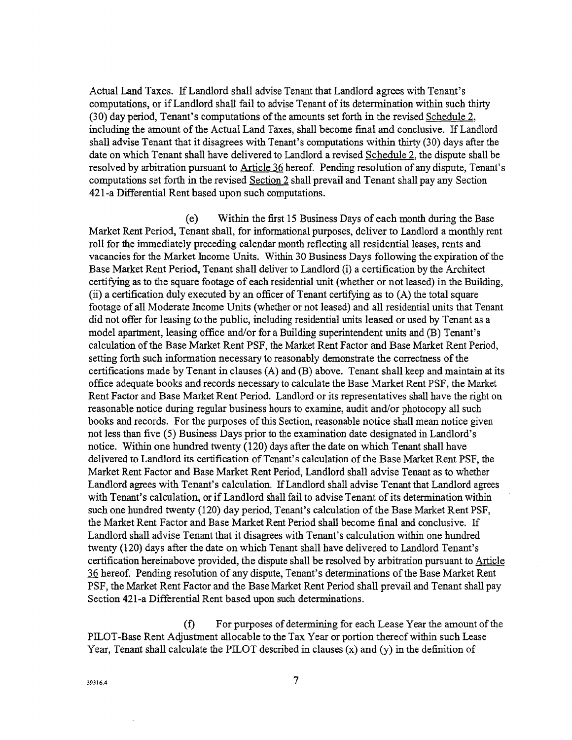Actual Land Taxes. If Landlord shall advise Tenant that Landlord agrees with Tenant's computations, or if Landlord shall fail to advise Tenant of its determination within such thirty (30) day period, Tenant's computations of the amounts set forth in the revised Schedule 2, including the amount of the Actual Land Taxes, shall become final and conclusive. If Landlord shall advise Tenant that it disagrees with Tenant's computations within thirty (30) days after the date on which Tenant shall have delivered to Landlord a revised Schedule 2, the dispute shall be resolved by arbitration pursuant to Article 36 hereof. Pending resolution of any dispute, Tenant's computations set forth in the revised Section 2 shall prevail and Tenant shall pay any Section 421-a Differential Rent based upon such computations.

(e) Within the first 15 Business Days of each month during the Base Market Rent Period, Tenant shall, for informational purposes, deliver to Landlord a monthly rent roll for the immediately preceding calendar month reflecting all residential leases, rents and vacancies for the Market Income Units. Within 30 Business Days following the expiration of the Base Market Rent Period, Tenant shall deliver to Landlord (i) a certification by the Architect certifying as to the square footage of each residential unit (whether or not leased) in the Building, (ii) a certification duly executed by an officer of Tenant certifying as to (A) the total square footage of all Moderate Income Units (whether or not leased) and all residential units that Tenant did not offer for leasing to the public, including residential units leased or used by Tenant as a model apartment, leasing office and/or for a Building superintendent units and (B) Tenant's calculation of the Base Market Rent PSF, the Market Rent Factor and Base Market Rent Period, setting forth such information necessary to reasonably demonstrate the correctness of the certifications made by Tenant in clauses (A) and (B) above. Tenant shall keep and maintain at its office adequate books and records necessary to calculate the Base Market Rent PSF, the Market Rent Factor and Base Market Rent Period. Landlord or its representatives shall have the right on reasonable notice during regular business hours to examine, audit and/or photocopy all such books and records. For the purposes of this Section, reasonable notice shall mean notice given not less than five (5) Business Days prior to the examination date designated in Landlord's notice. Within one hundred twenty (120) days after the date on which Tenant shall have delivered to Landlord its certification of Tenant's calculation of the Base Market Rent PSF, the Market Rent Factor and Base Market Rent Period, Landlord shall advise Tenant as to whether Landlord agrees with Tenant's calculation. If Landlord shall advise Tenant that Landlord agrees with Tenant's calculation, or if Landlord shall fail to advise Tenant of its determination within such one hundred twenty (120) day period, Tenant's calculation of the Base Market Rent PSF, the Market Rent Factor and Base Market Rent Period shall become final and conclusive. If Landlord shall advise Tenant that it disagrees with Tenant's calculation within one hundred twenty (120) days after the date on which Tenant shall have delivered to Landlord Tenant's certification hereinabove provided, the dispute shall be resolved by arbitration pursuant to Article 36 hereof. Pending resolution of any dispute, Tenant's determinations of the Base Market Rent PSF, the Market Rent Factor and the Base Market Rent Period shall prevail and Tenant shall pay Section 421-a Differential Rent based upon such determinations.

(f) For purposes of determining for each Lease Year the amount of the PILOT-Base Rent Adjustment allocable to the Tax Year or portion thereof within such Lease Year, Tenant shall calculate the PILOT described in clauses (x) and (y) in the definition of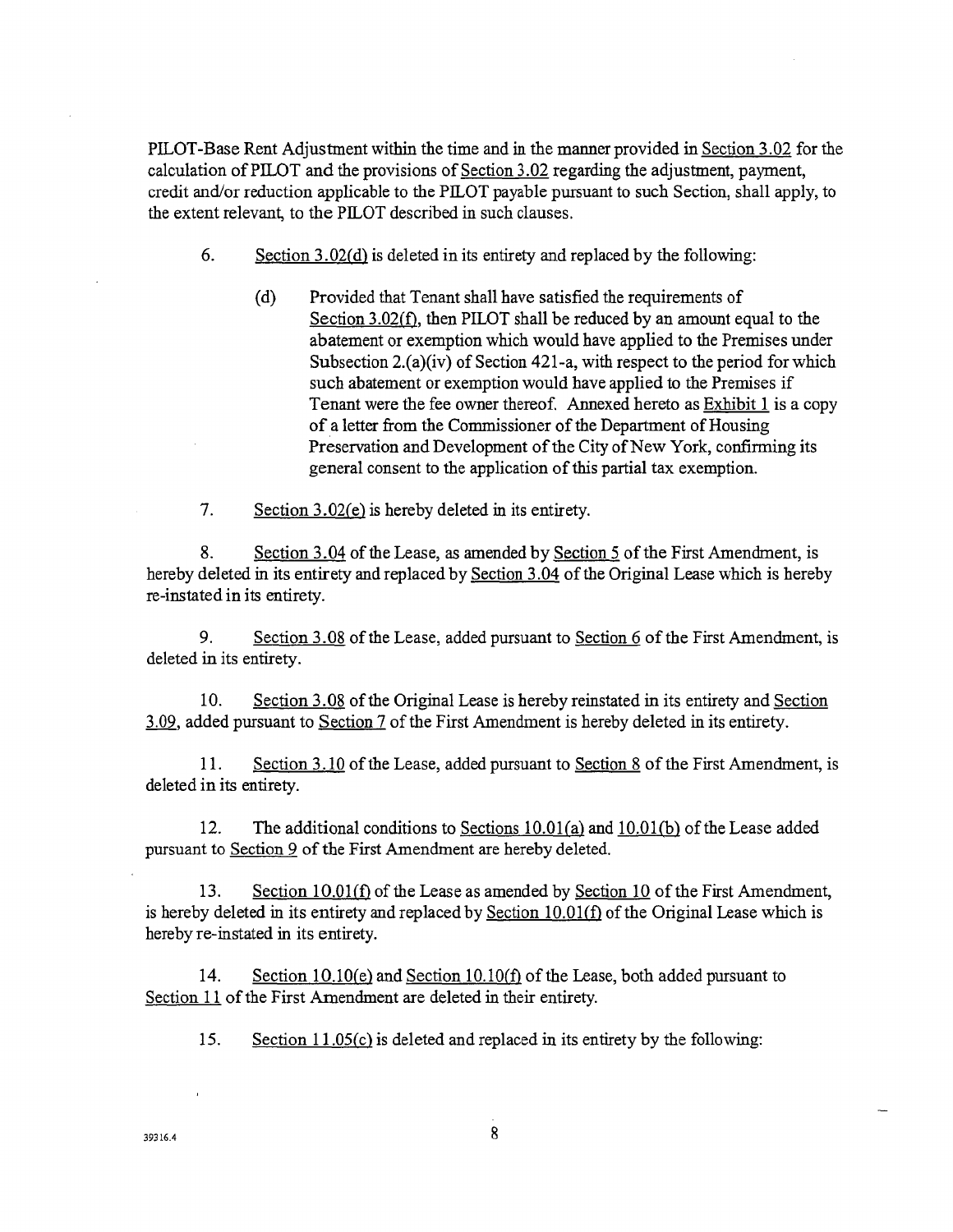PILOT-Base Rent Adjustment within the time and in the manner provided in Section 3.02 for the calculation of PILOT and the provisions of Section 3.02 regarding the adjustment, payment, credit and/or reduction applicable to the PILOT payable pursuant to such Section, shall apply, to the extent relevant, to the PILOT described in such clauses.

6. Section 3.02(d) is deleted in its entirety and replaced by the following:

> (d) Provided that Tenant shall have satisfied the requirements of Section 3.02(f), then PILOT shall be reduced by an amount equal to the abatement or exemption which would have applied to the Premises under Subsection 2.(a)(iv) of Section 421-a, with respect to the period for which such abatement or exemption would have applied to the Premises if Tenant were the fee owner thereof. Annexed hereto as Exhibit 1 is a copy of a letter from the Commissioner of the Department of Housing Preservation and Development of the City of New York, confirming its general consent to the application of this partial tax exemption.

7. Section 3.02(e) is hereby deleted in its entirety.

8. Section 3.04 of the Lease, as amended by Section 5 of the First Amendment, is hereby deleted in its entirety and replaced by Section 3.04 of the Original Lease which is hereby re-instated in its entirety.

9. Section 3.08 of the Lease, added pursuant to Section 6 of the First Amendment, is deleted in its entirety.

10. Section 3.08 of the Original Lease is hereby reinstated in its entirety and Section 3.09, added pursuant to Section 7 of the First Amendment is hereby deleted in its entirety.

11. Section 3.10 of the Lease, added pursuant to Section 8 of the First Amendment, is deleted in its entirety.

12. The additional conditions to Sections 10.01(a) and 10.01(b) of the Lease added pursuant to Section 9 of the First Amendment are hereby deleted.

13. Section 10.01(f) of the Lease as amended by Section 10 of the First Amendment, is hereby deleted in its entirety and replaced by Section 10.01(f) of the Original Lease which is hereby re-instated in its entirety.

14. Section 10.10(e) and Section 10.10(f) of the Lease, both added pursuant to Section 11 of the First Amendment are deleted in their entirety.

15. Section 11.05(c) is deleted and replaced in its entirety by the following: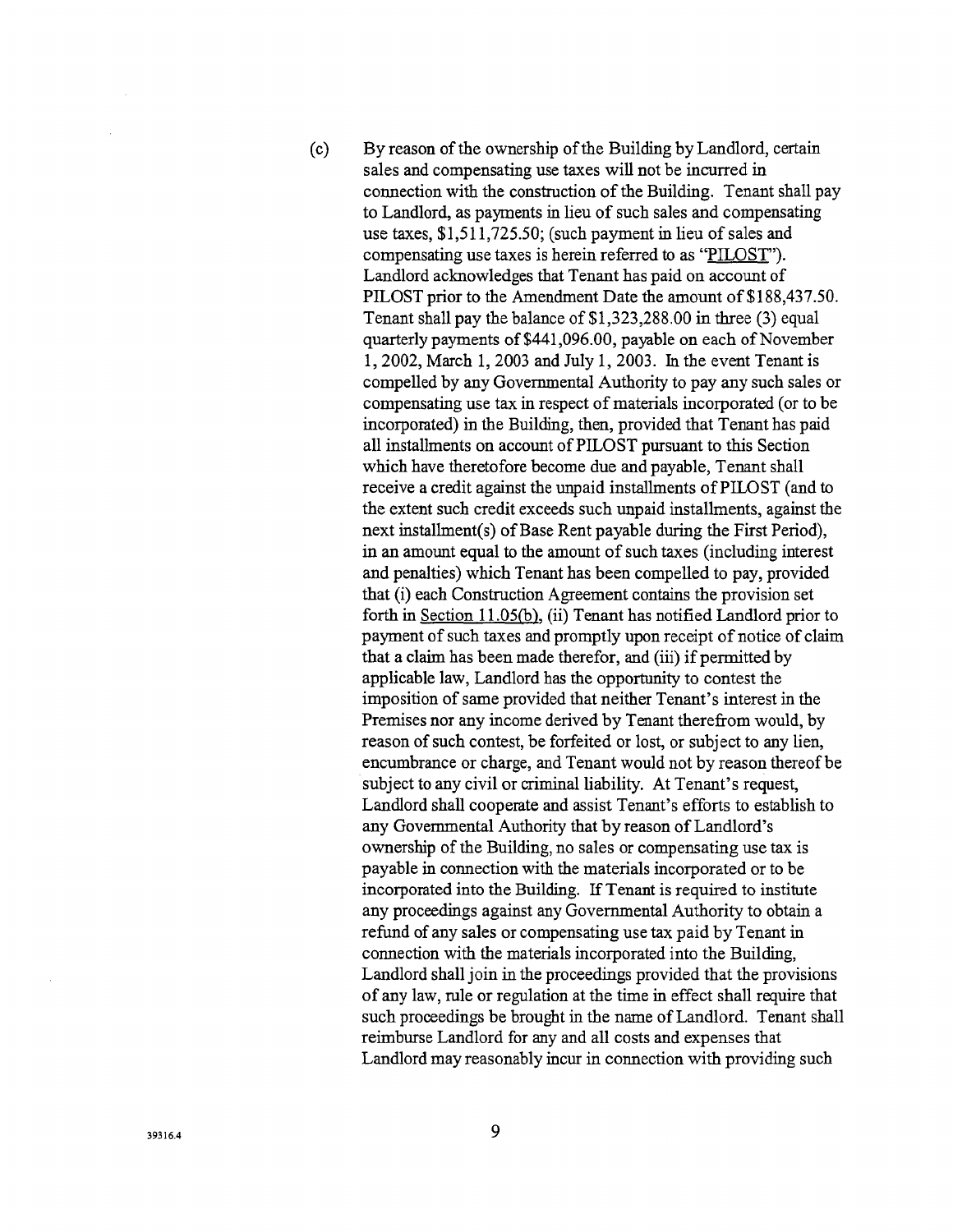(c) By reason of the ownership of the Building by Landlord, certain sales and compensating use taxes will not be incurred in connection with the construction of the Building. Tenant shall pay to Landlord, as payments in lieu of such sales and compensating use taxes, $1,511,725.50; (such payment in lieu of sales and compensating use taxes is herein referred to as "PILOST"). Landlord acknowledges that Tenant has paid on account of PILOST prior to the Amendment Date the amount of $188,437.50. Tenant shall pay the balance of $1,323,288.00 in three (3) equal quarterly payments of $441,096.00, payable on each of November 1, 2002, March 1, 2003 and July 1, 2003. In the event Tenant is compelled by any Governmental Authority to pay any such sales or compensating use tax in respect of materials incorporated (or to be incorporated) in the Building, then, provided that Tenant has paid all installments on account of PILOST pursuant to this Section which have theretofore become due and payable, Tenant shall receive a credit against the unpaid installments of PILOST (and to the extent such credit exceeds such unpaid installments, against the next installment(s) of Base Rent payable during the First Period), in an amount equal to the amount of such taxes (including interest and penalties) which Tenant has been compelled to pay, provided that (i) each Construction Agreement contains the provision set forth in Section 11.05(b), (ii) Tenant has notified Landlord prior to payment of such taxes and promptly upon receipt of notice of claim that a claim has been made therefor, and (iii) if permitted by applicable law, Landlord has the opportunity to contest the imposition of same provided that neither Tenant's interest in the Premises nor any income derived by Tenant therefrom would, by reason of such contest, be forfeited or lost, or subject to any lien, encumbrance or charge, and Tenant would not by reason thereof be subject to any civil or criminal liability. At Tenant's request, Landlord shall cooperate and assist Tenant's efforts to establish to any Governmental Authority that by reason of Landlord's ownership of the Building, no sales or compensating use tax is payable in connection with the materials incorporated or to be incorporated into the Building. If Tenant is required to institute any proceedings against any Governmental Authority to obtain a refund of any sales or compensating use tax paid by Tenant in connection with the materials incorporated into the Building, Landlord shall join in the proceedings provided that the provisions of any law, rule or regulation at the time in effect shall require that such proceedings be brought in the name of Landlord. Tenant shall reimburse Landlord for any and all costs and expenses that Landlord may reasonably incur in connection with providing such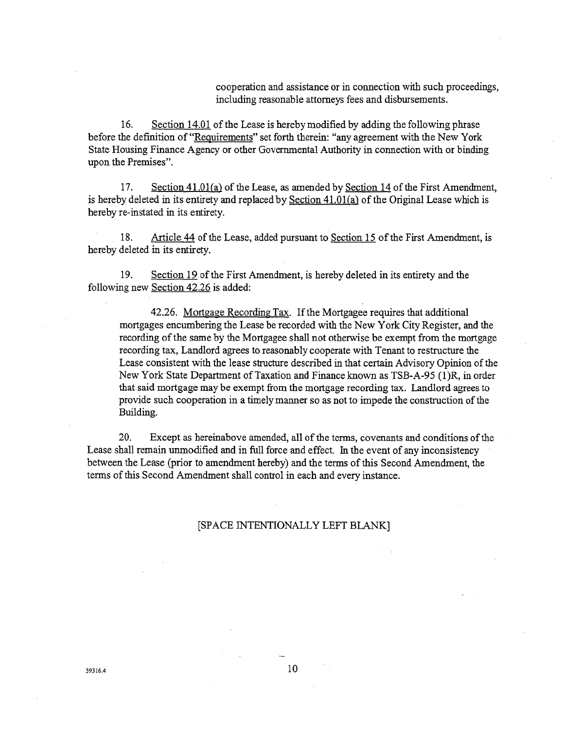cooperation and assistance or in connection with such proceedings, including reasonable attorneys fees and disbursements.

16. Section 14.01 of the Lease is hereby modified by adding the following phrase before the definition of "Requirements" set forth therein: "any agreement with the New York State Housing Finance Agency or other Governmental Authority in connection with or binding upon the Premises".

17. Section 41.01(a) of the Lease, as amended by Section 14 of the First Amendment, is hereby deleted in its entirety and replaced by Section 41.01(a) of the Original Lease which is hereby re-instated in its entirety.

18. Article 44 of the Lease, added pursuant to Section 15 of the First Amendment, is hereby deleted in its entirety.

19. Section 19 of the First Amendment, is hereby deleted in its entirety and the following new Section 42.26 is added:

> 42.26. Mortgage Recording Tax. If the Mortgagee requires that additional mortgages encumbering the Lease be recorded with the New York City Register, and the recording of the same by the Mortgagee shall not otherwise be exempt from the mortgage recording tax, Landlord agrees to reasonably cooperate with Tenant to restructure the Lease consistent with the lease structure described in that certain Advisory Opinion of the New York State Department of Taxation and Finance known as TSB-A-95 (1)R, in order that said mortgage may be exempt from the mortgage recording tax. Landlord agrees to provide such cooperation in a timely manner so as not to impede the construction of the Building.

20. Except as hereinabove amended, all of the terms, covenants and conditions of the Lease shall remain unmodified and in full force and effect. In the event of any inconsistency between the Lease (prior to amendment hereby) and the terms of this Second Amendment, the terms of this Second Amendment shall control in each and every instance.

[SPACE INTENTIONALLY LEFT BLANK]

39316.4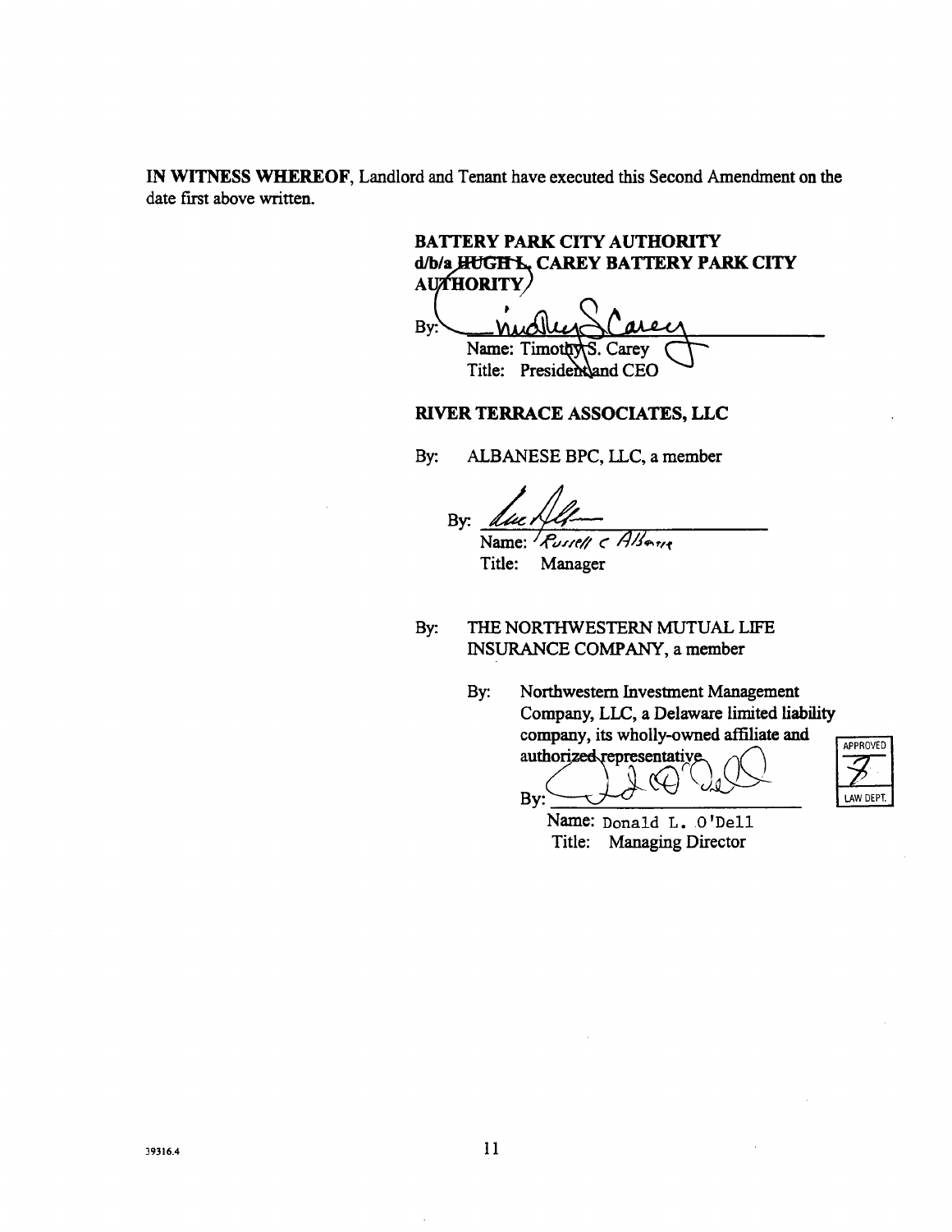**IN WITNESS WHEREOF**, Landlord and Tenant have executed this Second Amendment on the date first above written.

**BATTERY PARK CITY AUTHORITY**
**d/b/a ~~HUGH L.~~ CAREY BATTERY PARK CITY AUTHORITY**

By: ______________________________
Name: Timothy S. Carey
Title: President and CEO

**RIVER TERRACE ASSOCIATES, LLC**

By: ALBANESE BPC, LLC, a member

By: ______________________________
Name: Russell C Albanese
Title: Manager

By: THE NORTHWESTERN MUTUAL LIFE INSURANCE COMPANY, a member

By: Northwestern Investment Management Company, LLC, a Delaware limited liability company, its wholly-owned affiliate and authorized representative

By: ______________________________
Name: Donald L. O'Dell
Title: Managing Director

APPROVED
LAW DEPT.

39316.4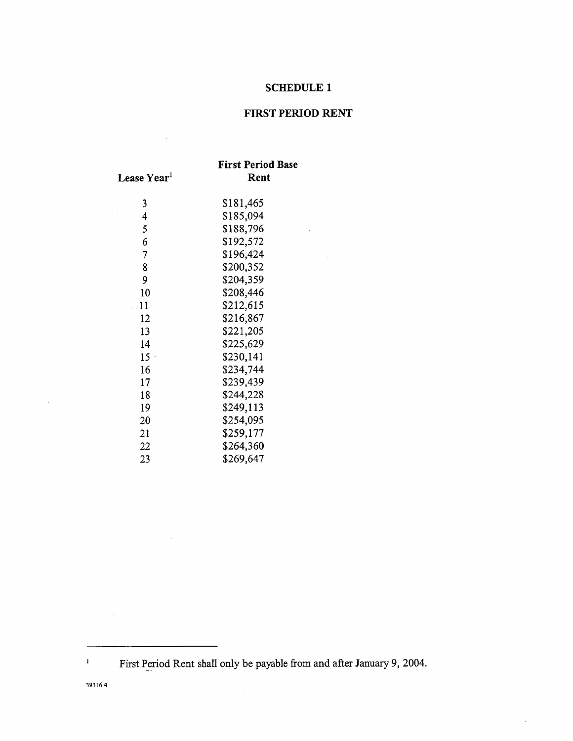# SCHEDULE 1

## FIRST PERIOD RENT

| Lease Year[1] | First Period Base Rent |
|---|---|
| 3 | $181,465 |
| 4 | $185,094 |
| 5 | $188,796 |
| 6 | $192,572 |
| 7 | $196,424 |
| 8 | $200,352 |
| 9 | $204,359 |
| 10 | $208,446 |
| 11 | $212,615 |
| 12 | $216,867 |
| 13 | $221,205 |
| 14 | $225,629 |
| 15 | $230,141 |
| 16 | $234,744 |
| 17 | $239,439 |
| 18 | $244,228 |
| 19 | $249,113 |
| 20 | $254,095 |
| 21 | $259,177 |
| 22 | $264,360 |
| 23 | $269,647 |

---

[1] First Period Rent shall only be payable from and after January 9, 2004.

39316.4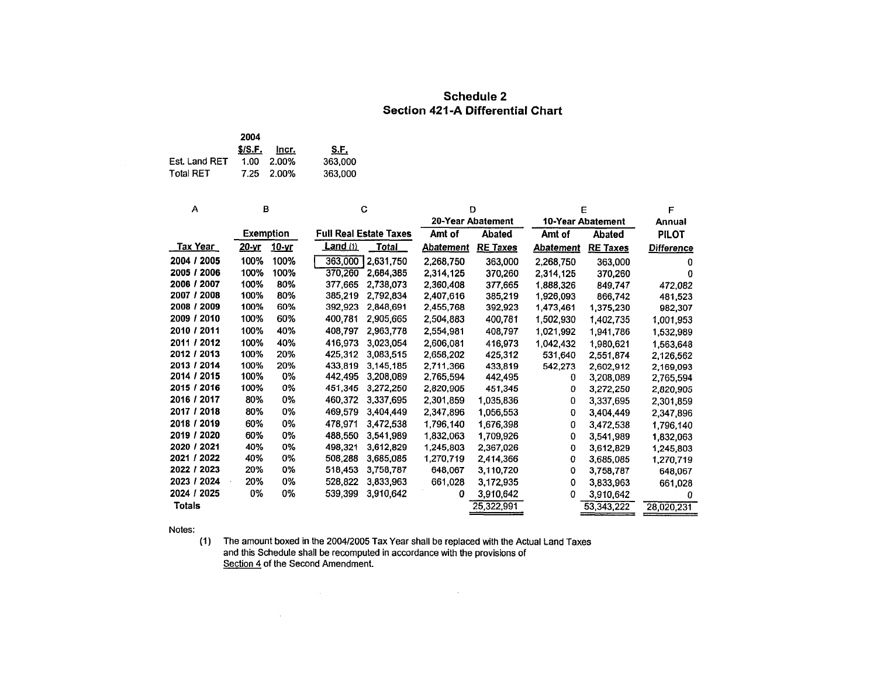## Schedule 2
## Section 421-A Differential Chart

| | 2004 $/S.F. | Incr. | S.F. |
|---|---|---|---|
| Est. Land RET | 1.00 | 2.00% | 363,000 |
| Total RET | 7.25 | 2.00% | 363,000 |

| A | B | | C | | D | | E | | F |
|---|---|---|---|---|---|---|---|---|---|
| | Exemption | | Full Real Estate Taxes | | 20-Year Abatement | | 10-Year Abatement | | Annual |
| Tax Year | 20-yr | 10-yr | Land (1) | Total | Amt of Abatement | Abated RE Taxes | Amt of Abatement | Abated RE Taxes | PILOT Difference |
| 2004 / 2005 | 100% | 100% | 363,000 | 2,631,750 | 2,268,750 | 363,000 | 2,268,750 | 363,000 | 0 |
| 2005 / 2006 | 100% | 100% | 370,260 | 2,684,385 | 2,314,125 | 370,260 | 2,314,125 | 370,260 | 0 |
| 2006 / 2007 | 100% | 80% | 377,665 | 2,738,073 | 2,360,408 | 377,665 | 1,888,326 | 849,747 | 472,082 |
| 2007 / 2008 | 100% | 80% | 385,219 | 2,792,834 | 2,407,616 | 385,219 | 1,926,093 | 866,742 | 481,523 |
| 2008 / 2009 | 100% | 60% | 392,923 | 2,848,691 | 2,455,768 | 392,923 | 1,473,461 | 1,375,230 | 982,307 |
| 2009 / 2010 | 100% | 60% | 400,781 | 2,905,665 | 2,504,883 | 400,781 | 1,502,930 | 1,402,735 | 1,001,953 |
| 2010 / 2011 | 100% | 40% | 408,797 | 2,963,778 | 2,554,981 | 408,797 | 1,021,992 | 1,941,786 | 1,532,989 |
| 2011 / 2012 | 100% | 40% | 416,973 | 3,023,054 | 2,606,081 | 416,973 | 1,042,432 | 1,980,621 | 1,563,648 |
| 2012 / 2013 | 100% | 20% | 425,312 | 3,083,515 | 2,658,202 | 425,312 | 531,640 | 2,551,874 | 2,126,562 |
| 2013 / 2014 | 100% | 20% | 433,819 | 3,145,185 | 2,711,366 | 433,819 | 542,273 | 2,602,912 | 2,169,093 |
| 2014 / 2015 | 100% | 0% | 442,495 | 3,208,089 | 2,765,594 | 442,495 | 0 | 3,208,089 | 2,765,594 |
| 2015 / 2016 | 100% | 0% | 451,345 | 3,272,250 | 2,820,905 | 451,345 | 0 | 3,272,250 | 2,820,905 |
| 2016 / 2017 | 80% | 0% | 460,372 | 3,337,695 | 2,301,859 | 1,035,836 | 0 | 3,337,695 | 2,301,859 |
| 2017 / 2018 | 80% | 0% | 469,579 | 3,404,449 | 2,347,896 | 1,056,553 | 0 | 3,404,449 | 2,347,896 |
| 2018 / 2019 | 60% | 0% | 478,971 | 3,472,538 | 1,796,140 | 1,676,398 | 0 | 3,472,538 | 1,796,140 |
| 2019 / 2020 | 60% | 0% | 488,550 | 3,541,989 | 1,832,063 | 1,709,926 | 0 | 3,541,989 | 1,832,063 |
| 2020 / 2021 | 40% | 0% | 498,321 | 3,612,829 | 1,245,803 | 2,367,026 | 0 | 3,612,829 | 1,245,803 |
| 2021 / 2022 | 40% | 0% | 508,288 | 3,685,085 | 1,270,719 | 2,414,366 | 0 | 3,685,085 | 1,270,719 |
| 2022 / 2023 | 20% | 0% | 518,453 | 3,758,787 | 648,067 | 3,110,720 | 0 | 3,758,787 | 648,067 |
| 2023 / 2024 | 20% | 0% | 528,822 | 3,833,963 | 661,028 | 3,172,935 | 0 | 3,833,963 | 661,028 |
| 2024 / 2025 | 0% | 0% | 539,399 | 3,910,642 | 0 | 3,910,642 | 0 | 3,910,642 | 0 |
| Totals | | | | | | 25,322,991 | | 53,343,222 | 28,020,231 |

Notes:

(1) The amount boxed in the 2004/2005 Tax Year shall be replaced with the Actual Land Taxes and this Schedule shall be recomputed in accordance with the provisions of Section 4 of the Second Amendment.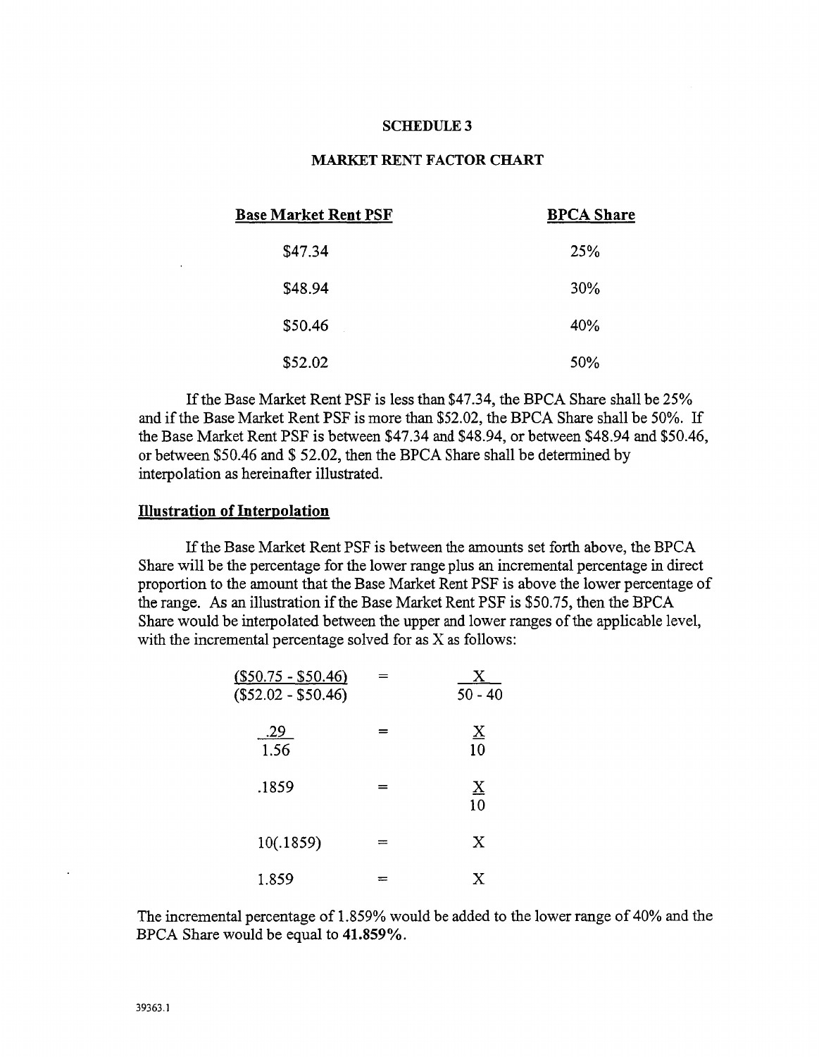## SCHEDULE 3

## MARKET RENT FACTOR CHART

| Base Market Rent PSF | BPCA Share |
|---|---|
| \$47.34 | 25% |
| \$48.94 | 30% |
| \$50.46 | 40% |
| \$52.02 | 50% |

If the Base Market Rent PSF is less than \$47.34, the BPCA Share shall be 25% and if the Base Market Rent PSF is more than \$52.02, the BPCA Share shall be 50%. If the Base Market Rent PSF is between \$47.34 and \$48.94, or between \$48.94 and \$50.46, or between \$50.46 and \$ 52.02, then the BPCA Share shall be determined by interpolation as hereinafter illustrated.

### Illustration of Interpolation

If the Base Market Rent PSF is between the amounts set forth above, the BPCA Share will be the percentage for the lower range plus an incremental percentage in direct proportion to the amount that the Base Market Rent PSF is above the lower percentage of the range. As an illustration if the Base Market Rent PSF is \$50.75, then the BPCA Share would be interpolated between the upper and lower ranges of the applicable level, with the incremental percentage solved for as X as follows:

$$\frac{(\$50.75 - \$50.46)}{(\$52.02 - \$50.46)} = \frac{X}{50 - 40}$$

$$\frac{.29}{1.56} = \frac{X}{10}$$

$$.1859 = \frac{X}{10}$$

$$10(.1859) = X$$

$$1.859 = X$$

The incremental percentage of 1.859% would be added to the lower range of 40% and the BPCA Share would be equal to **41.859%**.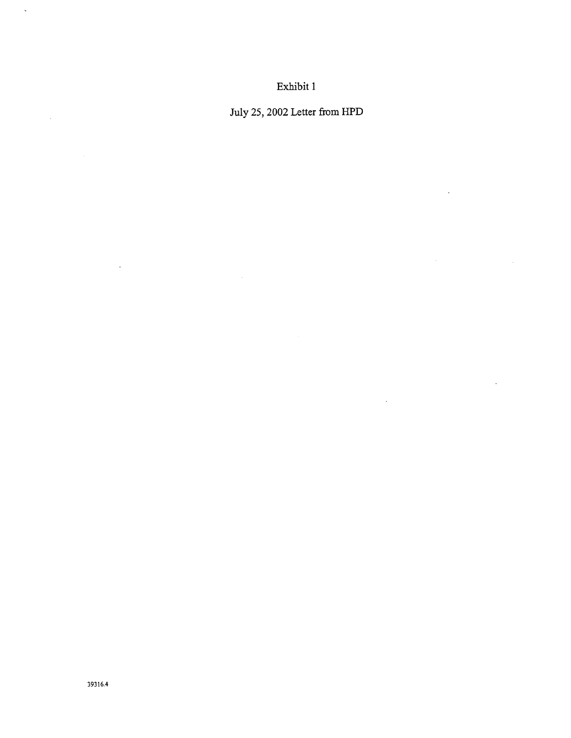Exhibit 1

July 25, 2002 Letter from HPD

39316.4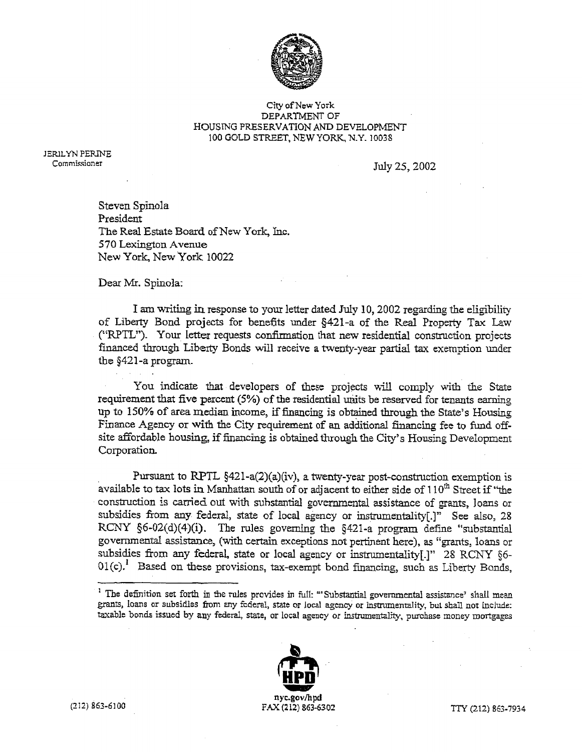City of New York
DEPARTMENT OF
HOUSING PRESERVATION AND DEVELOPMENT
100 GOLD STREET, NEW YORK, N.Y. 10038

JERILYN PERINE
Commissioner

July 25, 2002

Steven Spinola
President
The Real Estate Board of New York, Inc.
570 Lexington Avenue
New York, New York 10022

Dear Mr. Spinola:

I am writing in response to your letter dated July 10, 2002 regarding the eligibility of Liberty Bond projects for benefits under §421-a of the Real Property Tax Law ("RPTL"). Your letter requests confirmation that new residential construction projects financed through Liberty Bonds will receive a twenty-year partial tax exemption under the §421-a program.

You indicate that developers of these projects will comply with the State requirement that five percent (5%) of the residential units be reserved for tenants earning up to 150% of area median income, if financing is obtained through the State's Housing Finance Agency or with the City requirement of an additional financing fee to fund off-site affordable housing, if financing is obtained through the City's Housing Development Corporation.

Pursuant to RPTL §421-a(2)(a)(iv), a twenty-year post-construction exemption is available to tax lots in Manhattan south of or adjacent to either side of 110th Street if "the construction is carried out with substantial governmental assistance of grants, loans or subsidies from any federal, state of local agency or instrumentality[.]" See also, 28 RCNY §6-02(d)(4)(i). The rules governing the §421-a program define "substantial governmental assistance, (with certain exceptions not pertinent here), as "grants, loans or subsidies from any federal, state or local agency or instrumentality[.]" 28 RCNY §6-01(c).[1] Based on these provisions, tax-exempt bond financing, such as Liberty Bonds,

[1] The definition set forth in the rules provides in full: "'Substantial governmental assistance' shall mean grants, loans or subsidies from any federal, state or local agency or instrumentality, but shall not include: taxable bonds issued by any federal, state, or local agency or instrumentality, purchase money mortgages

(212) 863-6100    nyc.gov/hpd FAX (212) 863-6302    TTY (212) 863-7934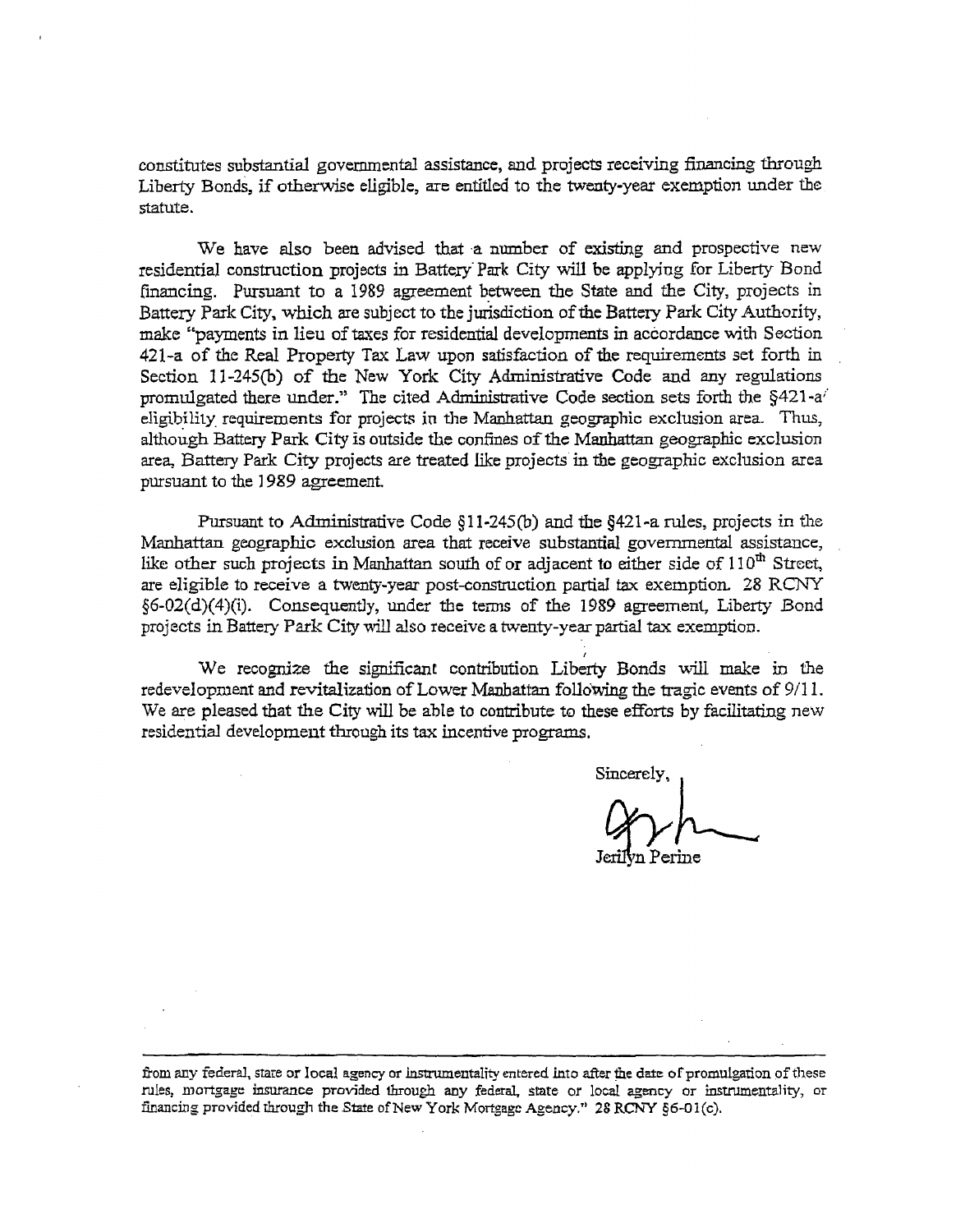constitutes substantial governmental assistance, and projects receiving financing through Liberty Bonds, if otherwise eligible, are entitled to the twenty-year exemption under the statute.

We have also been advised that a number of existing and prospective new residential construction projects in Battery Park City will be applying for Liberty Bond financing. Pursuant to a 1989 agreement between the State and the City, projects in Battery Park City, which are subject to the jurisdiction of the Battery Park City Authority, make "payments in lieu of taxes for residential developments in accordance with Section 421-a of the Real Property Tax Law upon satisfaction of the requirements set forth in Section 11-245(b) of the New York City Administrative Code and any regulations promulgated there under." The cited Administrative Code section sets forth the §421-a eligibility requirements for projects in the Manhattan geographic exclusion area. Thus, although Battery Park City is outside the confines of the Manhattan geographic exclusion area, Battery Park City projects are treated like projects in the geographic exclusion area pursuant to the 1989 agreement.

Pursuant to Administrative Code §11-245(b) and the §421-a rules, projects in the Manhattan geographic exclusion area that receive substantial governmental assistance, like other such projects in Manhattan south of or adjacent to either side of 110th Street, are eligible to receive a twenty-year post-construction partial tax exemption. 28 RCNY §6-02(d)(4)(i). Consequently, under the terms of the 1989 agreement, Liberty Bond projects in Battery Park City will also receive a twenty-year partial tax exemption.

We recognize the significant contribution Liberty Bonds will make in the redevelopment and revitalization of Lower Manhattan following the tragic events of 9/11. We are pleased that the City will be able to contribute to these efforts by facilitating new residential development through its tax incentive programs.

Sincerely,

Jerilyn Perine

---

from any federal, state or local agency or instrumentality entered into after the date of promulgation of these rules, mortgage insurance provided through any federal, state or local agency or instrumentality, or financing provided through the State of New York Mortgage Agency." 28 RCNY §6-01(c).